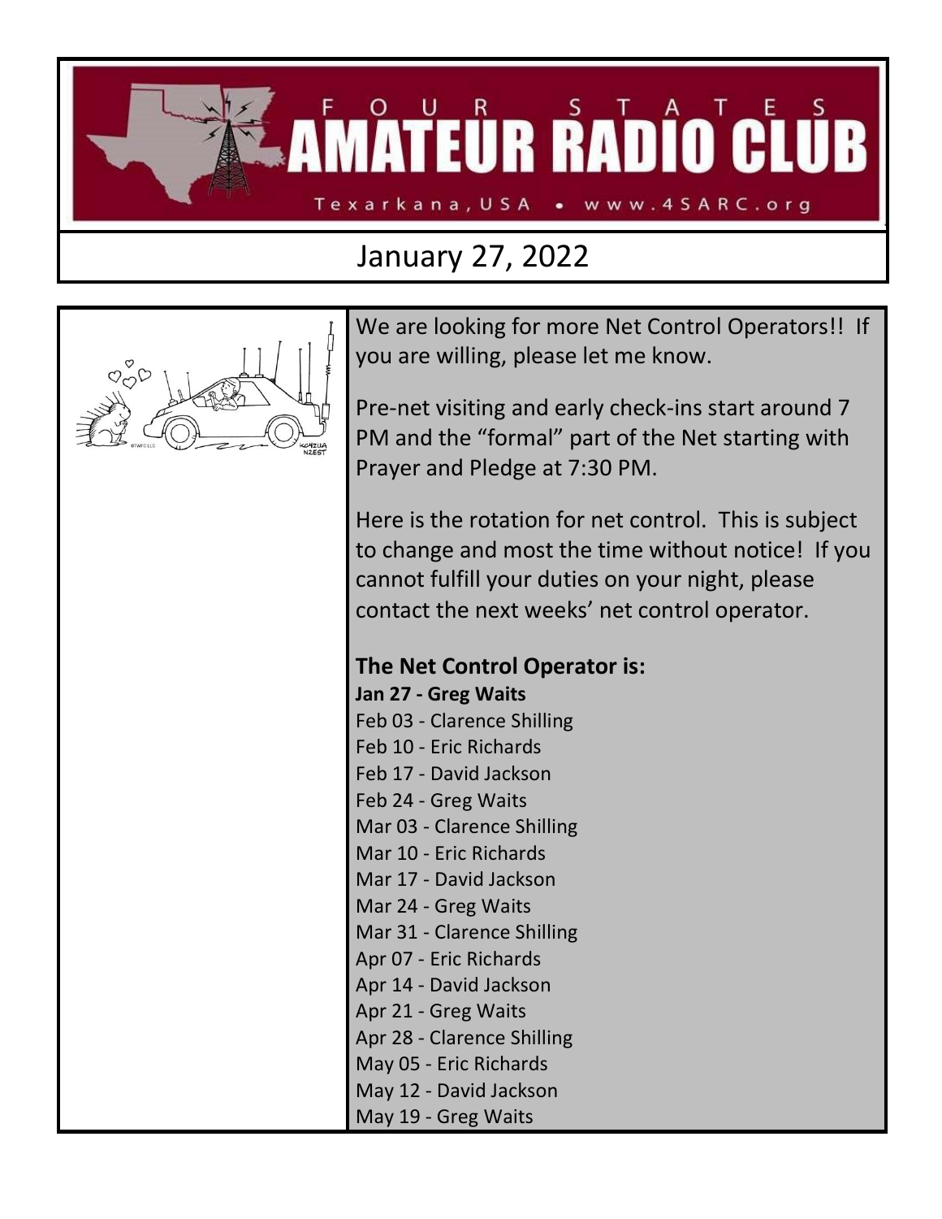# FOUR STATES AMATEUR RADIO CLUB

Texarkana, USA • www.4SARC.org

## January 27, 2022

We are looking for more Net Control Operators!! If you are willing, please let me know.

Pre-net visiting and early check-ins start around 7 PM and the "formal" part of the Net starting with Prayer and Pledge at 7:30 PM.

Here is the rotation for net control. This is subject to change and most the time without notice! If you cannot fulfill your duties on your night, please contact the next weeks' net control operator.

### The Net Control Operator is:

**Jan 27 - Greg Waits**
Feb 03 - Clarence Shilling
Feb 10 - Eric Richards
Feb 17 - David Jackson
Feb 24 - Greg Waits
Mar 03 - Clarence Shilling
Mar 10 - Eric Richards
Mar 17 - David Jackson
Mar 24 - Greg Waits
Mar 31 - Clarence Shilling
Apr 07 - Eric Richards
Apr 14 - David Jackson
Apr 21 - Greg Waits
Apr 28 - Clarence Shilling
May 05 - Eric Richards
May 12 - David Jackson
May 19 - Greg Waits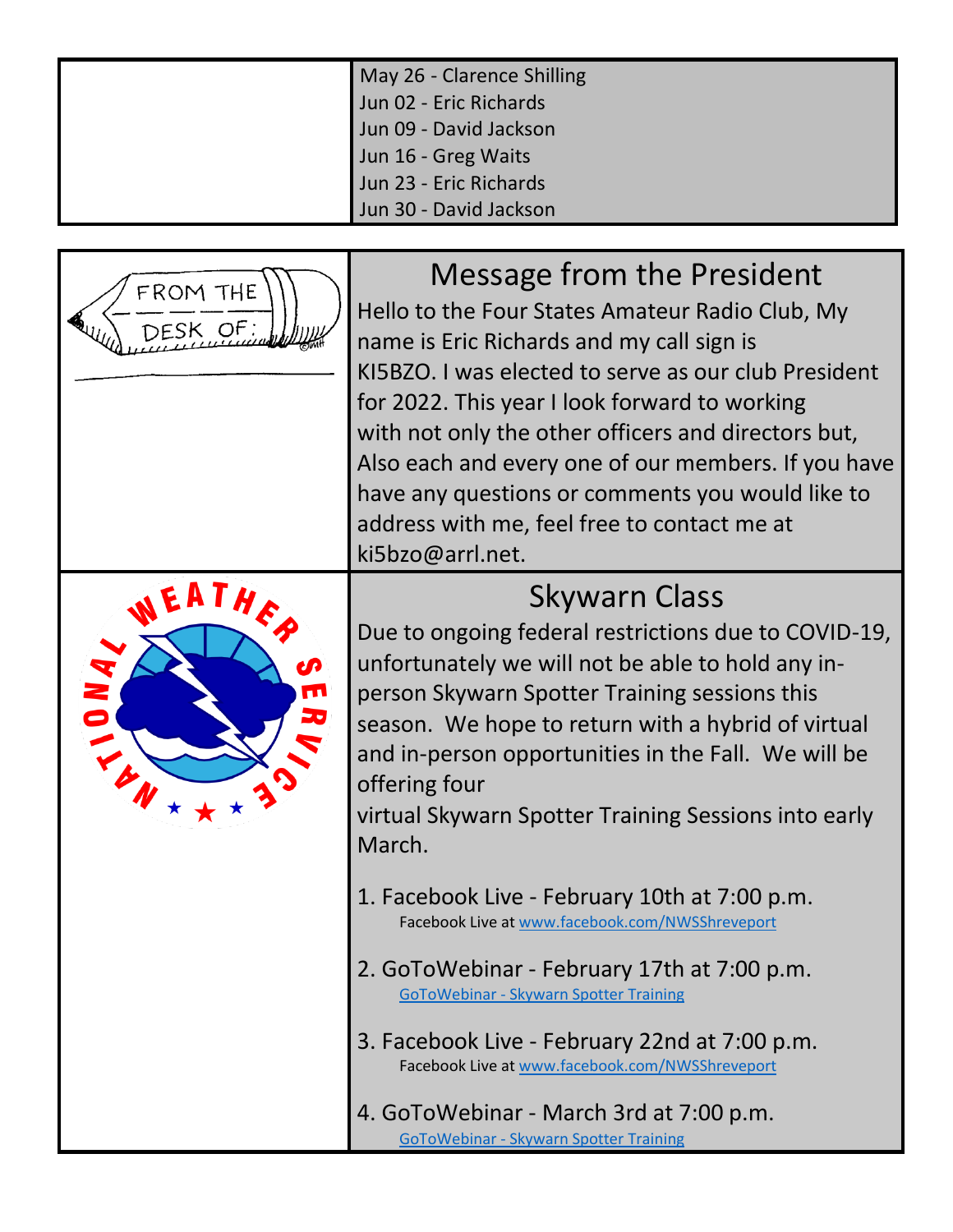May 26 - Clarence Shilling
Jun 02 - Eric Richards
Jun 09 - David Jackson
Jun 16 - Greg Waits
Jun 23 - Eric Richards
Jun 30 - David Jackson

FROM THE DESK OF:

## Message from the President

Hello to the Four States Amateur Radio Club, My name is Eric Richards and my call sign is KI5BZO. I was elected to serve as our club President for 2022. This year I look forward to working with not only the other officers and directors but, Also each and every one of our members. If you have have any questions or comments you would like to address with me, feel free to contact me at ki5bzo@arrl.net.

## Skywarn Class

Due to ongoing federal restrictions due to COVID-19, unfortunately we will not be able to hold any in-person Skywarn Spotter Training sessions this season. We hope to return with a hybrid of virtual and in-person opportunities in the Fall. We will be offering four virtual Skywarn Spotter Training Sessions into early March.

1. Facebook Live - February 10th at 7:00 p.m.
   Facebook Live at www.facebook.com/NWSShreveport
2. GoToWebinar - February 17th at 7:00 p.m.
   GoToWebinar - Skywarn Spotter Training
3. Facebook Live - February 22nd at 7:00 p.m.
   Facebook Live at www.facebook.com/NWSShreveport
4. GoToWebinar - March 3rd at 7:00 p.m.
   GoToWebinar - Skywarn Spotter Training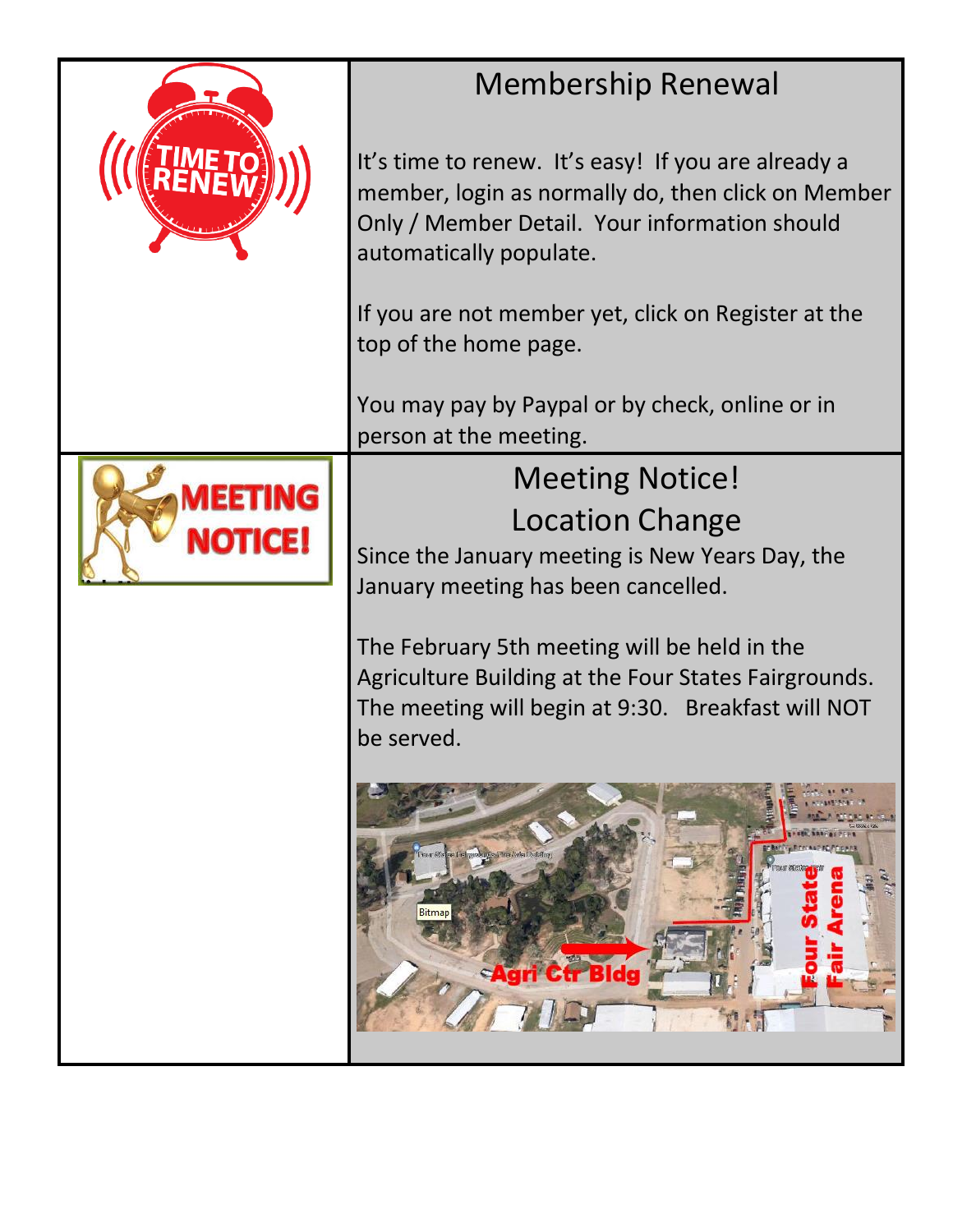## Membership Renewal

It’s time to renew. It’s easy! If you are already a member, login as normally do, then click on Member Only / Member Detail. Your information should automatically populate.

If you are not member yet, click on Register at the top of the home page.

You may pay by Paypal or by check, online or in person at the meeting.

## Meeting Notice!
## Location Change

Since the January meeting is New Years Day, the January meeting has been cancelled.

The February 5th meeting will be held in the Agriculture Building at the Four States Fairgrounds. The meeting will begin at 9:30. Breakfast will NOT be served.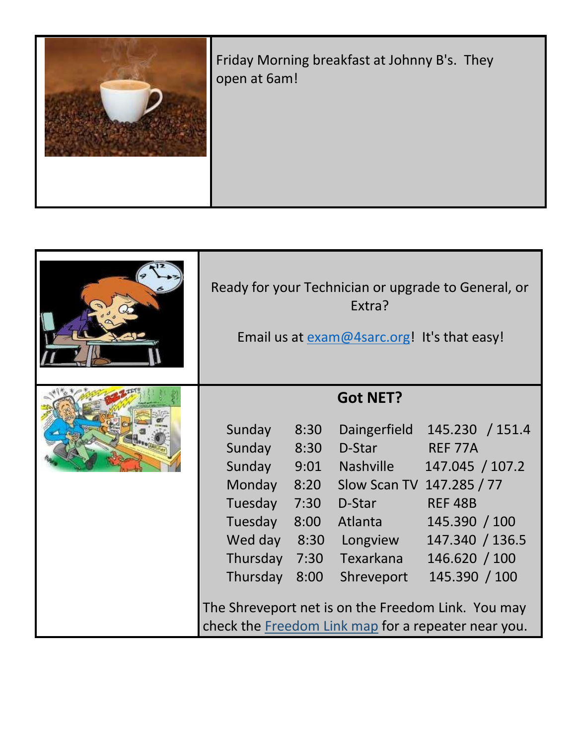Friday Morning breakfast at Johnny B's. They open at 6am!

Ready for your Technician or upgrade to General, or Extra?

Email us at exam@4sarc.org! It's that easy!

## Got NET?

| Day | Time | Net | Frequency |
|---|---|---|---|
| Sunday | 8:30 | Daingerfield | 145.230 / 151.4 |
| Sunday | 8:30 | D-Star | REF 77A |
| Sunday | 9:01 | Nashville | 147.045 / 107.2 |
| Monday | 8:20 | Slow Scan TV | 147.285 / 77 |
| Tuesday | 7:30 | D-Star | REF 48B |
| Tuesday | 8:00 | Atlanta | 145.390 / 100 |
| Wed day | 8:30 | Longview | 147.340 / 136.5 |
| Thursday | 7:30 | Texarkana | 146.620 / 100 |
| Thursday | 8:00 | Shreveport | 145.390 / 100 |

The Shreveport net is on the Freedom Link. You may check the Freedom Link map for a repeater near you.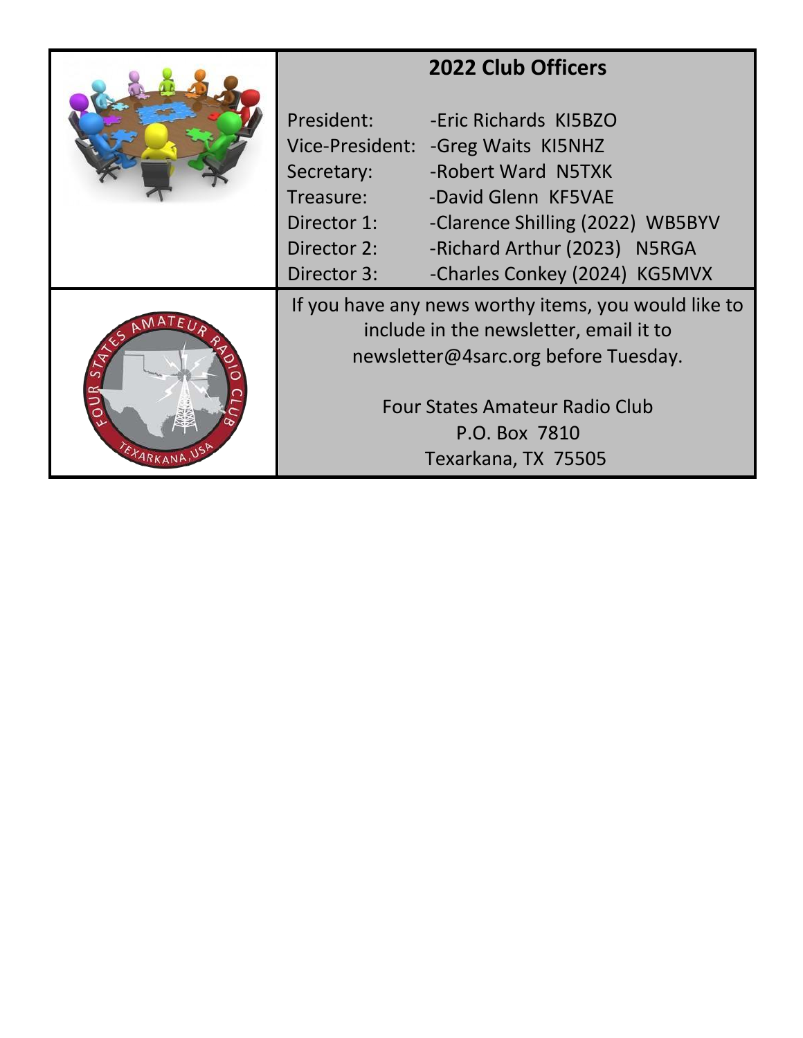## 2022 Club Officers

| | |
|---|---|
| President: | -Eric Richards KI5BZO |
| Vice-President: | -Greg Waits KI5NHZ |
| Secretary: | -Robert Ward N5TXK |
| Treasure: | -David Glenn KF5VAE |
| Director 1: | -Clarence Shilling (2022) WB5BYV |
| Director 2: | -Richard Arthur (2023) N5RGA |
| Director 3: | -Charles Conkey (2024) KG5MVX |

If you have any news worthy items, you would like to include in the newsletter, email it to newsletter@4sarc.org before Tuesday.

Four States Amateur Radio Club
P.O. Box 7810
Texarkana, TX 75505